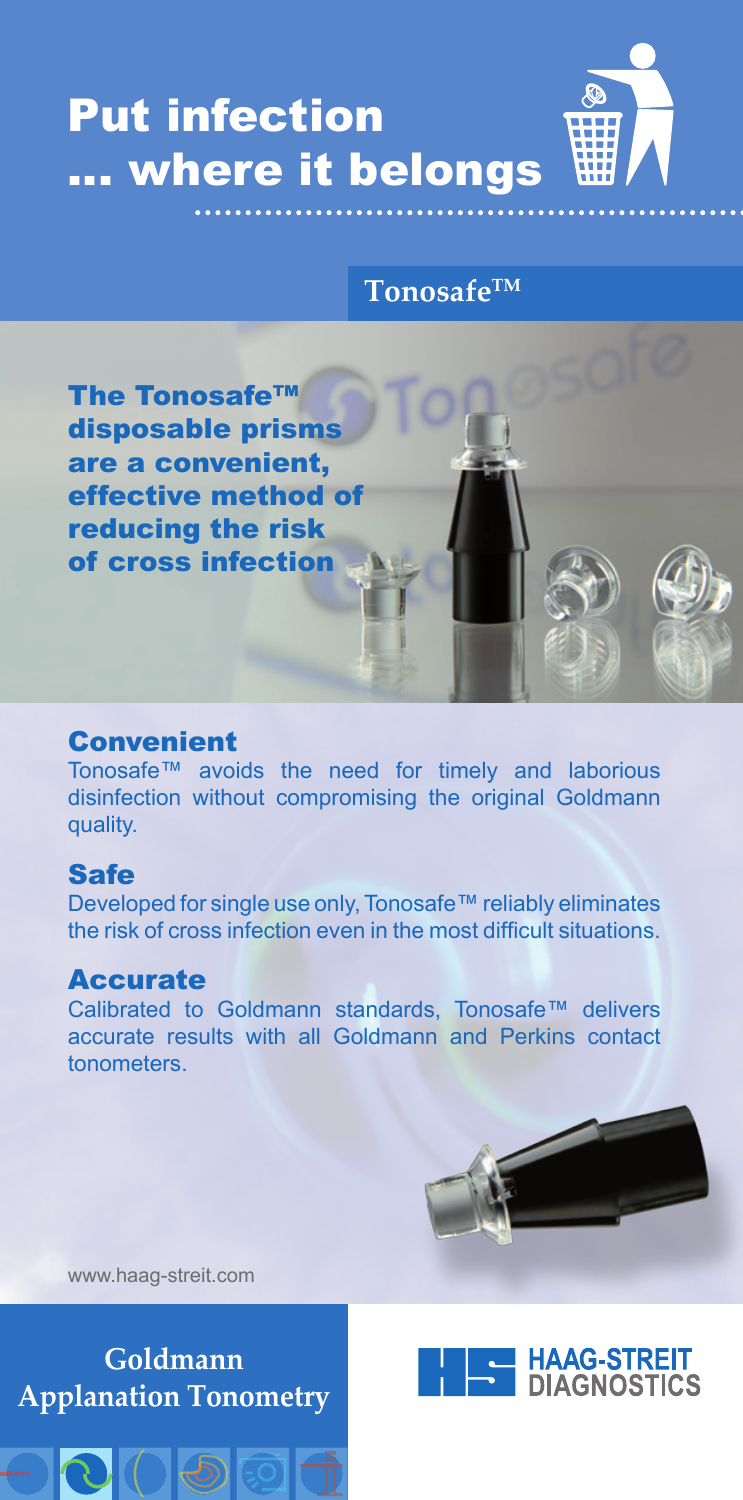# Put infection … where it belongs

## Tonosafe™

**The Tonosafe™ disposable prisms are a convenient, effective method of reducing the risk of cross infection**

### Convenient

Tonosafe™ avoids the need for timely and laborious disinfection without compromising the original Goldmann quality.

### Safe

Developed for single use only, Tonosafe™ reliably eliminates the risk of cross infection even in the most difficult situations.

### Accurate

Calibrated to Goldmann standards, Tonosafe™ delivers accurate results with all Goldmann and Perkins contact tonometers.

www.haag-streit.com

**Goldmann Applanation Tonometry**

HAAG-STREIT DIAGNOSTICS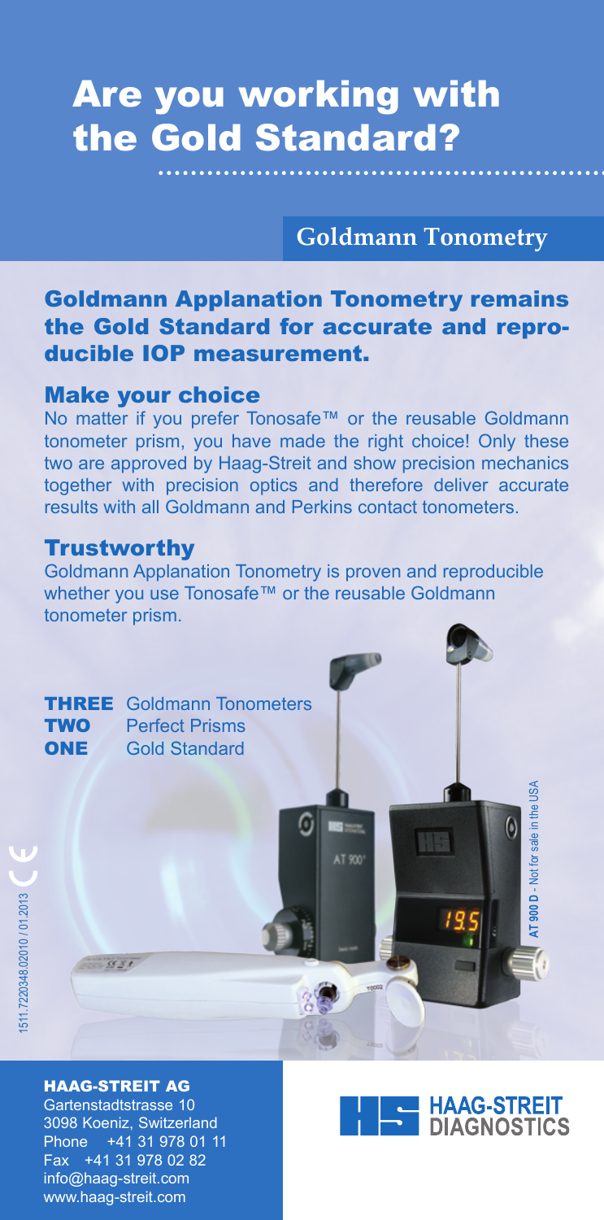# Are you working with the Gold Standard?

## Goldmann Tonometry

### Goldmann Applanation Tonometry remains the Gold Standard for accurate and reproducible IOP measurement.

### Make your choice

No matter if you prefer Tonosafe™ or the reusable Goldmann tonometer prism, you have made the right choice! Only these two are approved by Haag-Streit and show precision mechanics together with precision optics and therefore deliver accurate results with all Goldmann and Perkins contact tonometers.

### Trustworthy

Goldmann Applanation Tonometry is proven and reproducible whether you use Tonosafe™ or the reusable Goldmann tonometer prism.

**THREE** Goldmann Tonometers
**TWO** Perfect Prisms
**ONE** Gold Standard

**AT 900 D** - Not for sale in the USA

1511.7220348.02010 / 01.2013

**HAAG-STREIT AG**
Gartenstadtstrasse 10
3098 Koeniz, Switzerland
Phone +41 31 978 01 11
Fax +41 31 978 02 82
info@haag-streit.com
www.haag-streit.com

HAAG-STREIT DIAGNOSTICS